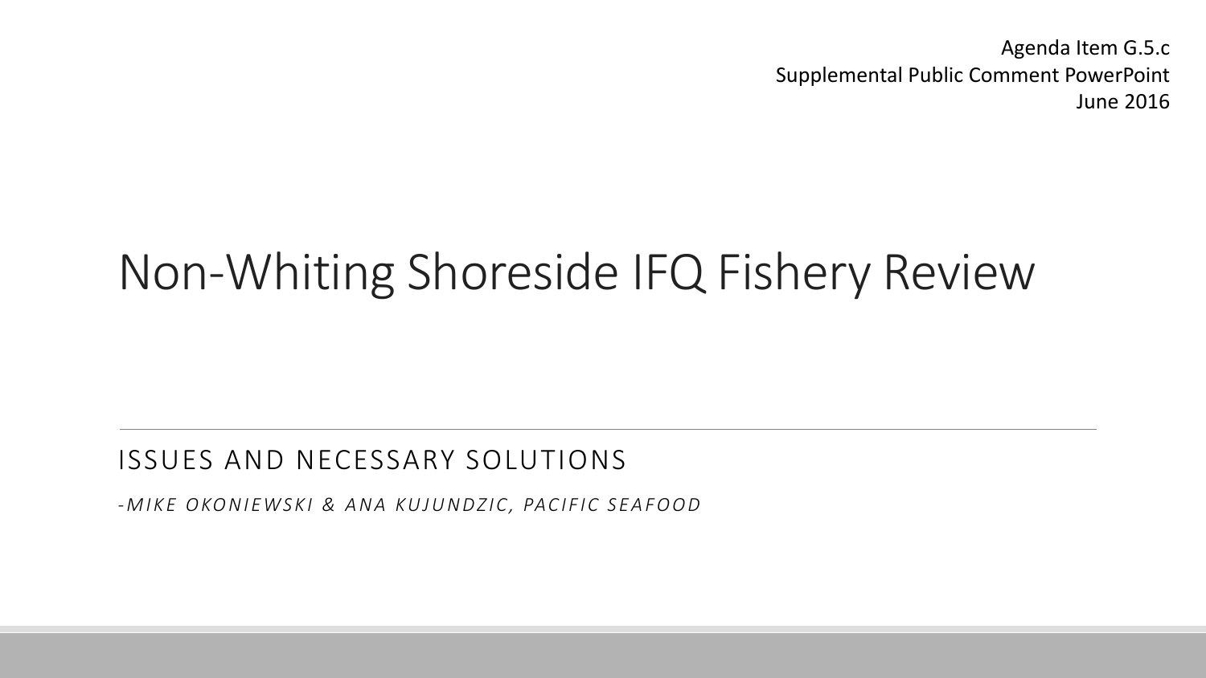Agenda Item G.5.c
Supplemental Public Comment PowerPoint
June 2016

# Non-Whiting Shoreside IFQ Fishery Review

## ISSUES AND NECESSARY SOLUTIONS

*-MIKE OKONIEWSKI & ANA KUJUNDZIC, PACIFIC SEAFOOD*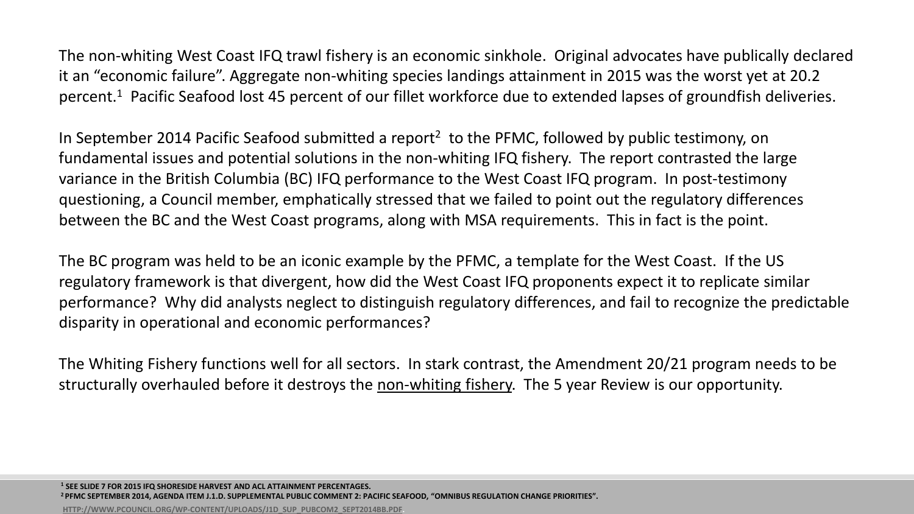The non-whiting West Coast IFQ trawl fishery is an economic sinkhole. Original advocates have publically declared it an "economic failure". Aggregate non-whiting species landings attainment in 2015 was the worst yet at 20.2 percent.[1] Pacific Seafood lost 45 percent of our fillet workforce due to extended lapses of groundfish deliveries.

In September 2014 Pacific Seafood submitted a report[2] to the PFMC, followed by public testimony, on fundamental issues and potential solutions in the non-whiting IFQ fishery. The report contrasted the large variance in the British Columbia (BC) IFQ performance to the West Coast IFQ program. In post-testimony questioning, a Council member, emphatically stressed that we failed to point out the regulatory differences between the BC and the West Coast programs, along with MSA requirements. This in fact is the point.

The BC program was held to be an iconic example by the PFMC, a template for the West Coast. If the US regulatory framework is that divergent, how did the West Coast IFQ proponents expect it to replicate similar performance? Why did analysts neglect to distinguish regulatory differences, and fail to recognize the predictable disparity in operational and economic performances?

The Whiting Fishery functions well for all sectors. In stark contrast, the Amendment 20/21 program needs to be structurally overhauled before it destroys the <u>non-whiting fishery</u>. The 5 year Review is our opportunity.

[1] SEE SLIDE 7 FOR 2015 IFQ SHORESIDE HARVEST AND ACL ATTAINMENT PERCENTAGES.

[2] PFMC SEPTEMBER 2014, AGENDA ITEM J.1.D. SUPPLEMENTAL PUBLIC COMMENT 2: PACIFIC SEAFOOD, "OMNIBUS REGULATION CHANGE PRIORITIES".
HTTP://WWW.PCOUNCIL.ORG/WP-CONTENT/UPLOADS/J1D_SUP_PUBCOM2_SEPT2014BB.PDF.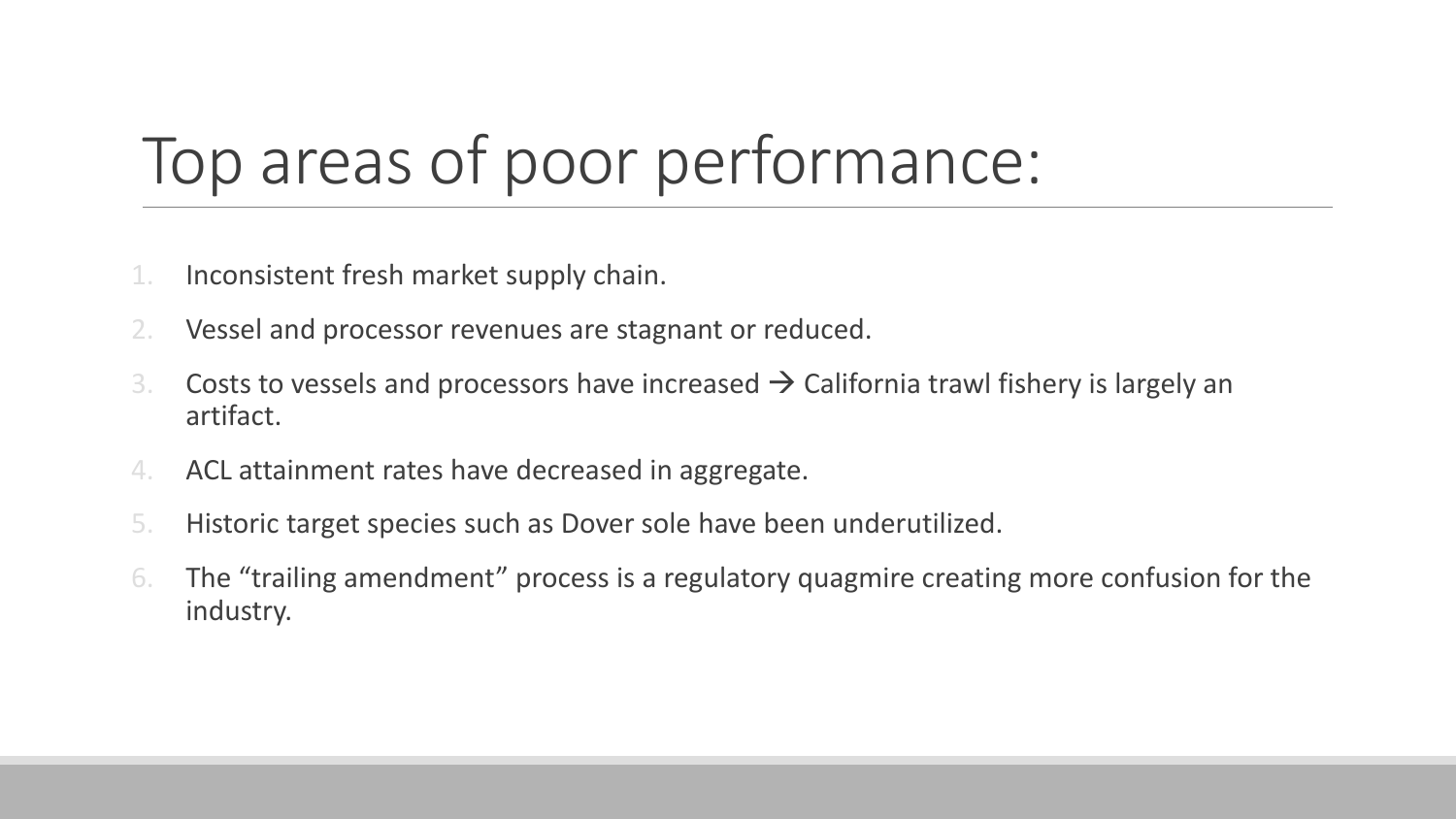# Top areas of poor performance:

1. Inconsistent fresh market supply chain.
2. Vessel and processor revenues are stagnant or reduced.
3. Costs to vessels and processors have increased → California trawl fishery is largely an artifact.
4. ACL attainment rates have decreased in aggregate.
5. Historic target species such as Dover sole have been underutilized.
6. The "trailing amendment" process is a regulatory quagmire creating more confusion for the industry.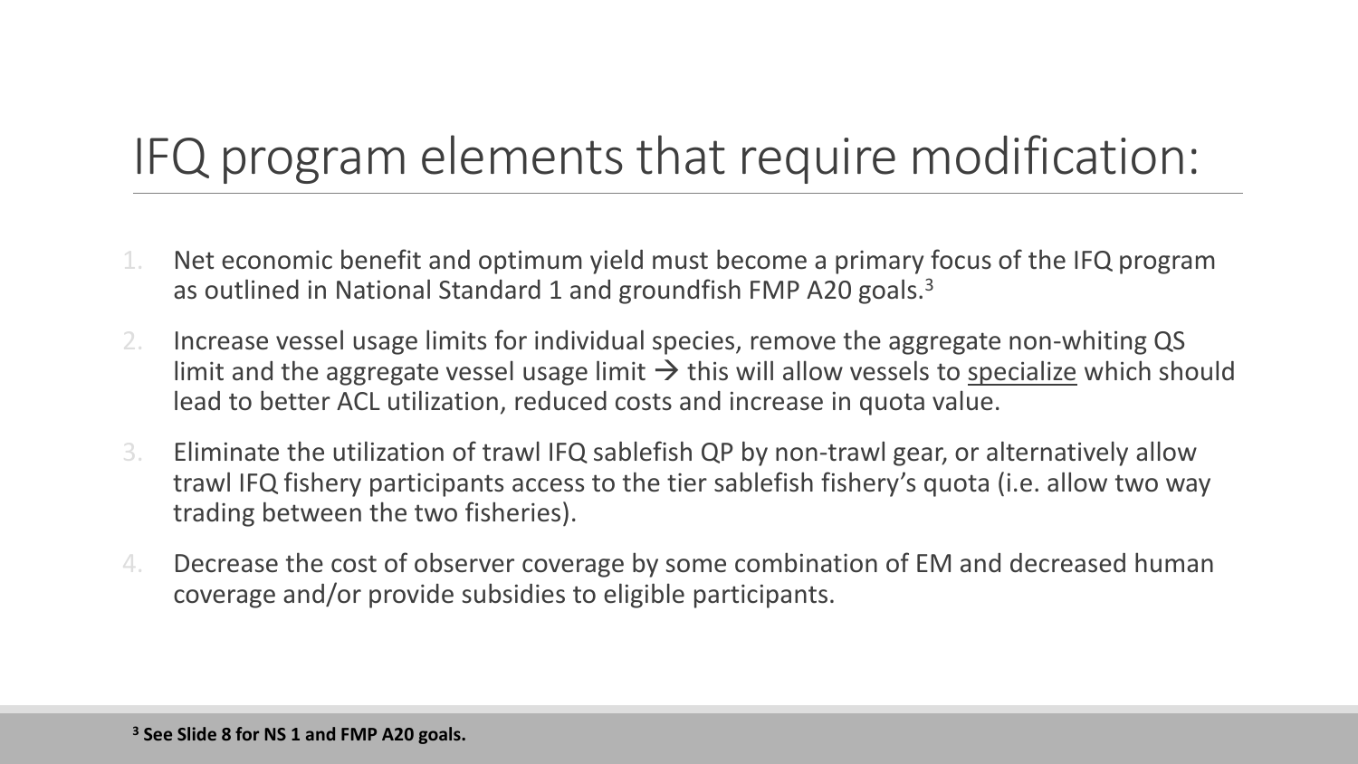# IFQ program elements that require modification:

1. Net economic benefit and optimum yield must become a primary focus of the IFQ program as outlined in National Standard 1 and groundfish FMP A20 goals.[3]
2. Increase vessel usage limits for individual species, remove the aggregate non-whiting QS limit and the aggregate vessel usage limit → this will allow vessels to <u>specialize</u> which should lead to better ACL utilization, reduced costs and increase in quota value.
3. Eliminate the utilization of trawl IFQ sablefish QP by non-trawl gear, or alternatively allow trawl IFQ fishery participants access to the tier sablefish fishery's quota (i.e. allow two way trading between the two fisheries).
4. Decrease the cost of observer coverage by some combination of EM and decreased human coverage and/or provide subsidies to eligible participants.

**[3] See Slide 8 for NS 1 and FMP A20 goals.**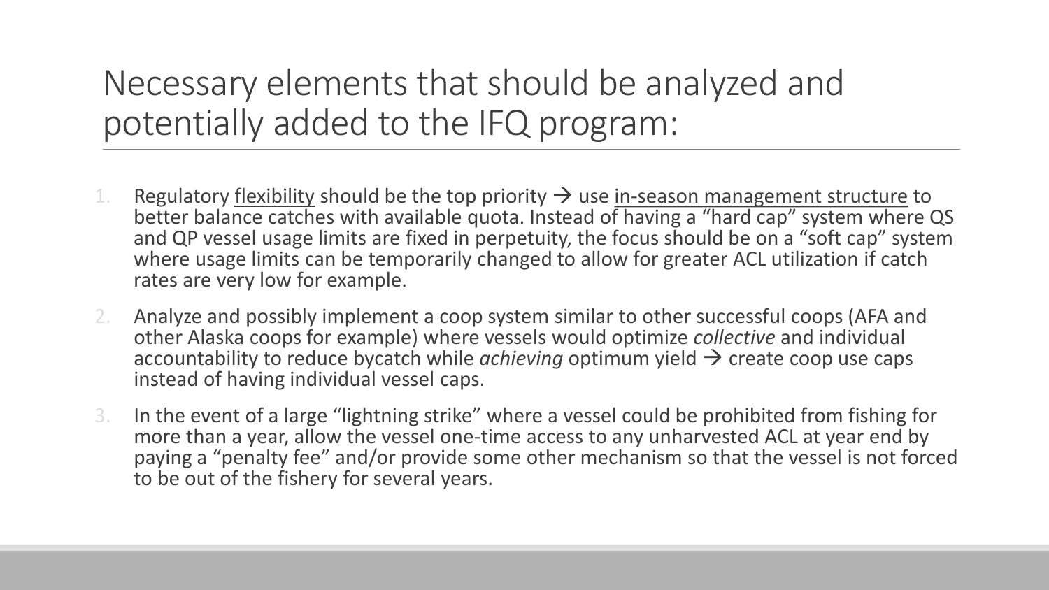# Necessary elements that should be analyzed and potentially added to the IFQ program:

1. Regulatory <u>flexibility</u> should be the top priority → use <u>in-season management structure</u> to better balance catches with available quota. Instead of having a "hard cap" system where QS and QP vessel usage limits are fixed in perpetuity, the focus should be on a "soft cap" system where usage limits can be temporarily changed to allow for greater ACL utilization if catch rates are very low for example.
2. Analyze and possibly implement a coop system similar to other successful coops (AFA and other Alaska coops for example) where vessels would optimize *collective* and individual accountability to reduce bycatch while *achieving* optimum yield → create coop use caps instead of having individual vessel caps.
3. In the event of a large "lightning strike" where a vessel could be prohibited from fishing for more than a year, allow the vessel one-time access to any unharvested ACL at year end by paying a "penalty fee" and/or provide some other mechanism so that the vessel is not forced to be out of the fishery for several years.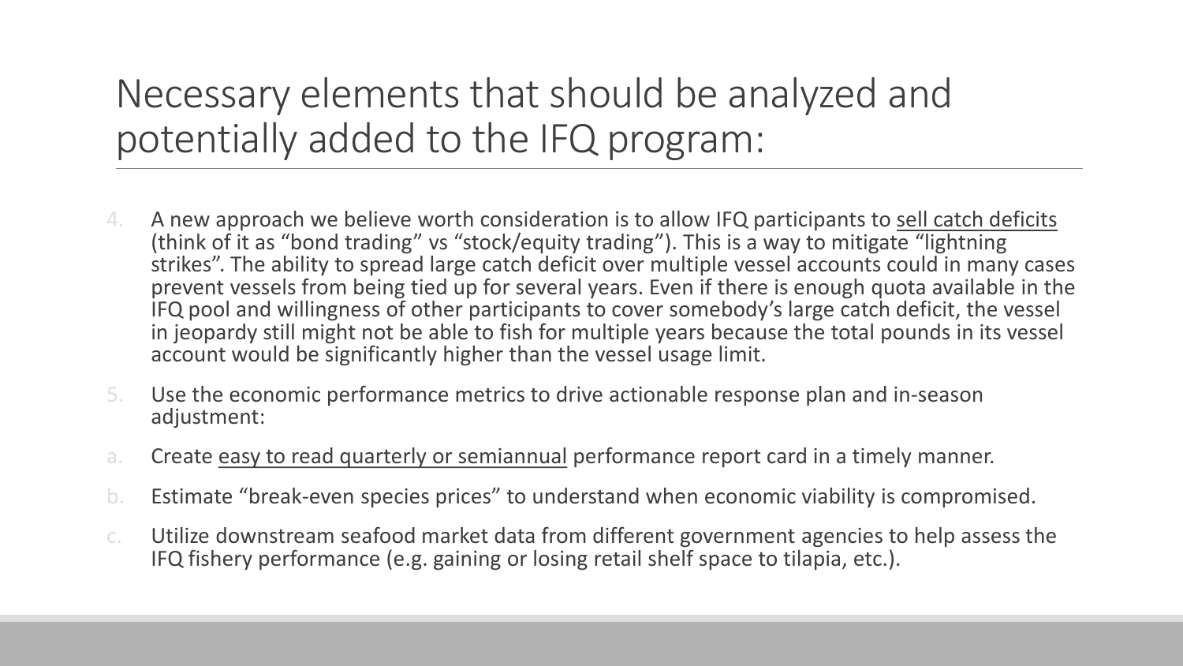# Necessary elements that should be analyzed and potentially added to the IFQ program:

4. A new approach we believe worth consideration is to allow IFQ participants to <u>sell catch deficits</u> (think of it as "bond trading" vs "stock/equity trading"). This is a way to mitigate "lightning strikes". The ability to spread large catch deficit over multiple vessel accounts could in many cases prevent vessels from being tied up for several years. Even if there is enough quota available in the IFQ pool and willingness of other participants to cover somebody's large catch deficit, the vessel in jeopardy still might not be able to fish for multiple years because the total pounds in its vessel account would be significantly higher than the vessel usage limit.
5. Use the economic performance metrics to drive actionable response plan and in-season adjustment:

a. Create <u>easy to read quarterly or semiannual</u> performance report card in a timely manner.

b. Estimate "break-even species prices" to understand when economic viability is compromised.

c. Utilize downstream seafood market data from different government agencies to help assess the IFQ fishery performance (e.g. gaining or losing retail shelf space to tilapia, etc.).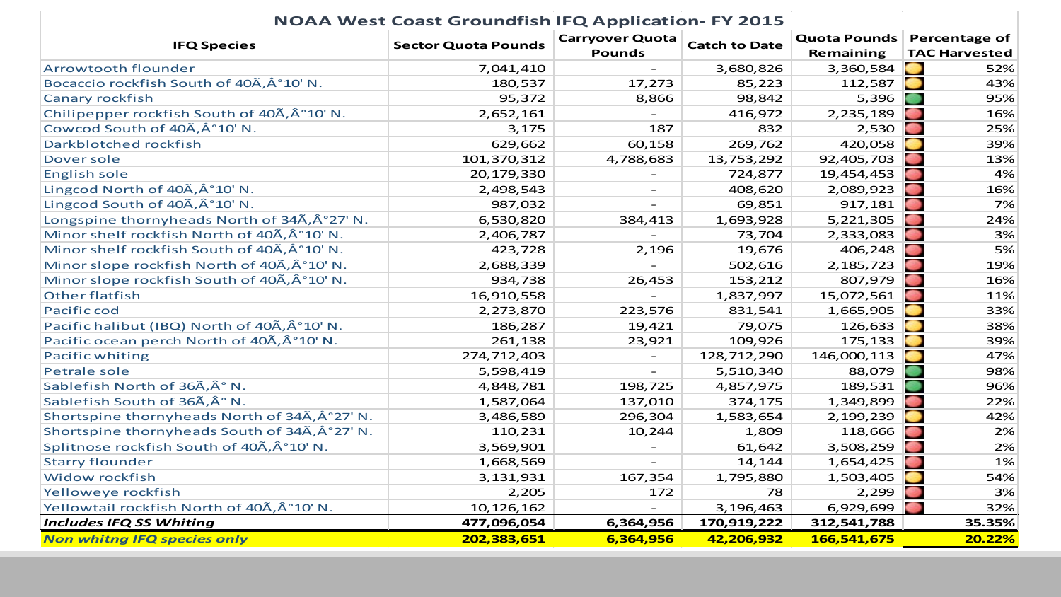# NOAA West Coast Groundfish IFQ Application- FY 2015

| IFQ Species | Sector Quota Pounds | Carryover Quota Pounds | Catch to Date | Quota Pounds Remaining | Percentage of TAC Harvested |
|---|---|---|---|---|---|
| Arrowtooth flounder | 7,041,410 | - | 3,680,826 | 3,360,584 | 52% |
| Bocaccio rockfish South of 40Ã‚°10' N. | 180,537 | 17,273 | 85,223 | 112,587 | 43% |
| Canary rockfish | 95,372 | 8,866 | 98,842 | 5,396 | 95% |
| Chilipepper rockfish South of 40Ã‚°10' N. | 2,652,161 | - | 416,972 | 2,235,189 | 16% |
| Cowcod South of 40Ã‚°10' N. | 3,175 | 187 | 832 | 2,530 | 25% |
| Darkblotched rockfish | 629,662 | 60,158 | 269,762 | 420,058 | 39% |
| Dover sole | 101,370,312 | 4,788,683 | 13,753,292 | 92,405,703 | 13% |
| English sole | 20,179,330 | - | 724,877 | 19,454,453 | 4% |
| Lingcod North of 40Ã‚°10' N. | 2,498,543 | - | 408,620 | 2,089,923 | 16% |
| Lingcod South of 40Ã‚°10' N. | 987,032 | - | 69,851 | 917,181 | 7% |
| Longspine thornyheads North of 34Ã‚°27' N. | 6,530,820 | 384,413 | 1,693,928 | 5,221,305 | 24% |
| Minor shelf rockfish North of 40Ã‚°10' N. | 2,406,787 | - | 73,704 | 2,333,083 | 3% |
| Minor shelf rockfish South of 40Ã‚°10' N. | 423,728 | 2,196 | 19,676 | 406,248 | 5% |
| Minor slope rockfish North of 40Ã‚°10' N. | 2,688,339 | - | 502,616 | 2,185,723 | 19% |
| Minor slope rockfish South of 40Ã‚°10' N. | 934,738 | 26,453 | 153,212 | 807,979 | 16% |
| Other flatfish | 16,910,558 | - | 1,837,997 | 15,072,561 | 11% |
| Pacific cod | 2,273,870 | 223,576 | 831,541 | 1,665,905 | 33% |
| Pacific halibut (IBQ) North of 40Ã‚°10' N. | 186,287 | 19,421 | 79,075 | 126,633 | 38% |
| Pacific ocean perch North of 40Ã‚°10' N. | 261,138 | 23,921 | 109,926 | 175,133 | 39% |
| Pacific whiting | 274,712,403 | - | 128,712,290 | 146,000,113 | 47% |
| Petrale sole | 5,598,419 | - | 5,510,340 | 88,079 | 98% |
| Sablefish North of 36Ã‚° N. | 4,848,781 | 198,725 | 4,857,975 | 189,531 | 96% |
| Sablefish South of 36Ã‚° N. | 1,587,064 | 137,010 | 374,175 | 1,349,899 | 22% |
| Shortspine thornyheads North of 34Ã‚°27' N. | 3,486,589 | 296,304 | 1,583,654 | 2,199,239 | 42% |
| Shortspine thornyheads South of 34Ã‚°27' N. | 110,231 | 10,244 | 1,809 | 118,666 | 2% |
| Splitnose rockfish South of 40Ã‚°10' N. | 3,569,901 | - | 61,642 | 3,508,259 | 2% |
| Starry flounder | 1,668,569 | - | 14,144 | 1,654,425 | 1% |
| Widow rockfish | 3,131,931 | 167,354 | 1,795,880 | 1,503,405 | 54% |
| Yelloweye rockfish | 2,205 | 172 | 78 | 2,299 | 3% |
| Yellowtail rockfish North of 40Ã‚°10' N. | 10,126,162 | - | 3,196,463 | 6,929,699 | 32% |
| ***Includes IFQ SS Whiting*** | **477,096,054** | **6,364,956** | **170,919,222** | **312,541,788** | **35.35%** |
| ***Non whitng IFQ species only*** | **202,383,651** | **6,364,956** | **42,206,932** | **166,541,675** | **20.22%** |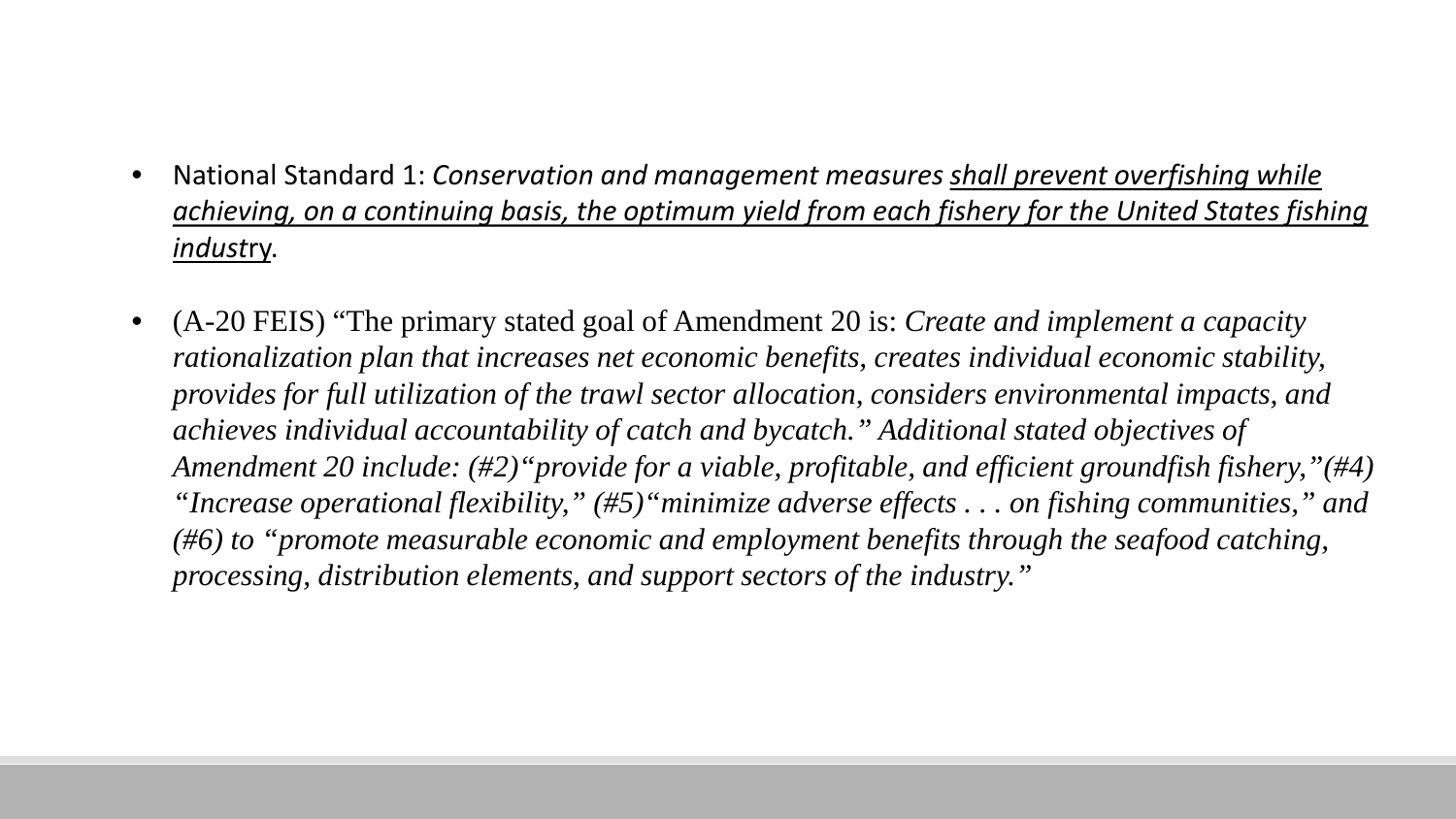- National Standard 1: *Conservation and management measures* _**shall prevent overfishing while achieving, on a continuing basis, the optimum yield from each fishery for the United States fishing industry**_.

- (A-20 FEIS) "The primary stated goal of Amendment 20 is: *Create and implement a capacity rationalization plan that increases net economic benefits, creates individual economic stability, provides for full utilization of the trawl sector allocation, considers environmental impacts, and achieves individual accountability of catch and bycatch." Additional stated objectives of Amendment 20 include: (#2)"provide for a viable, profitable, and efficient groundfish fishery,"(#4) "Increase operational flexibility," (#5)"minimize adverse effects . . . on fishing communities," and (#6) to "promote measurable economic and employment benefits through the seafood catching, processing, distribution elements, and support sectors of the industry."*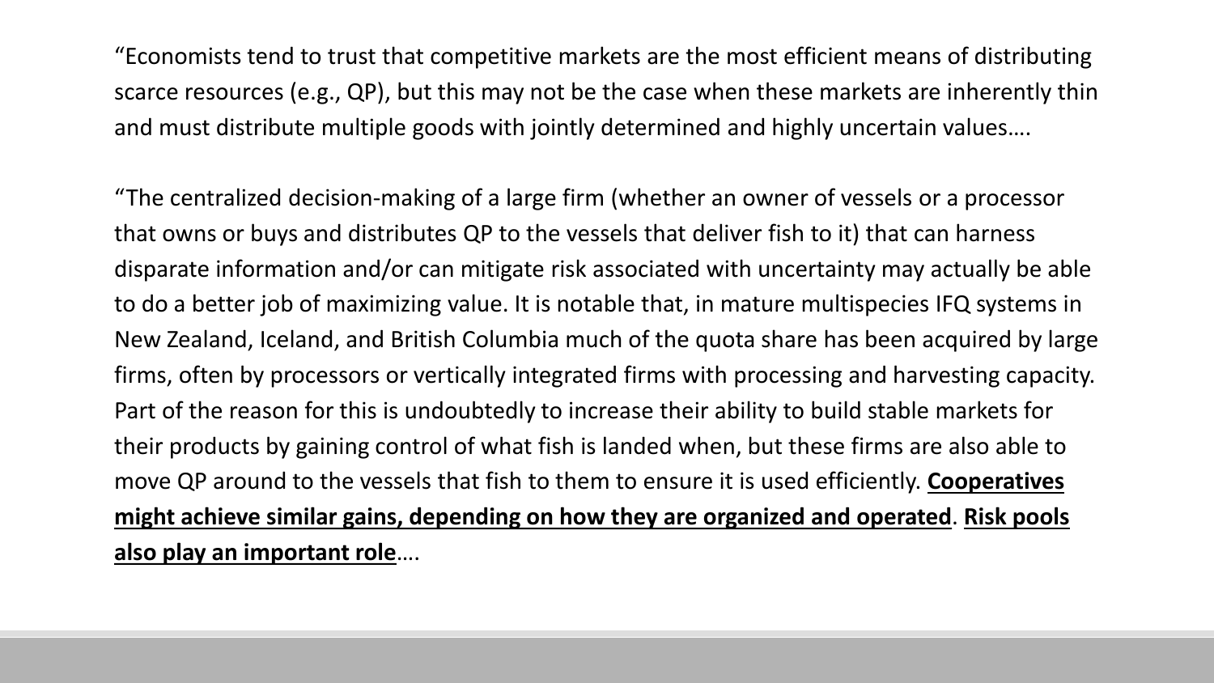"Economists tend to trust that competitive markets are the most efficient means of distributing scarce resources (e.g., QP), but this may not be the case when these markets are inherently thin and must distribute multiple goods with jointly determined and highly uncertain values….

"The centralized decision-making of a large firm (whether an owner of vessels or a processor that owns or buys and distributes QP to the vessels that deliver fish to it) that can harness disparate information and/or can mitigate risk associated with uncertainty may actually be able to do a better job of maximizing value. It is notable that, in mature multispecies IFQ systems in New Zealand, Iceland, and British Columbia much of the quota share has been acquired by large firms, often by processors or vertically integrated firms with processing and harvesting capacity. Part of the reason for this is undoubtedly to increase their ability to build stable markets for their products by gaining control of what fish is landed when, but these firms are also able to move QP around to the vessels that fish to them to ensure it is used efficiently. <u>**Cooperatives might achieve similar gains, depending on how they are organized and operated**</u>. <u>**Risk pools also play an important role**</u>….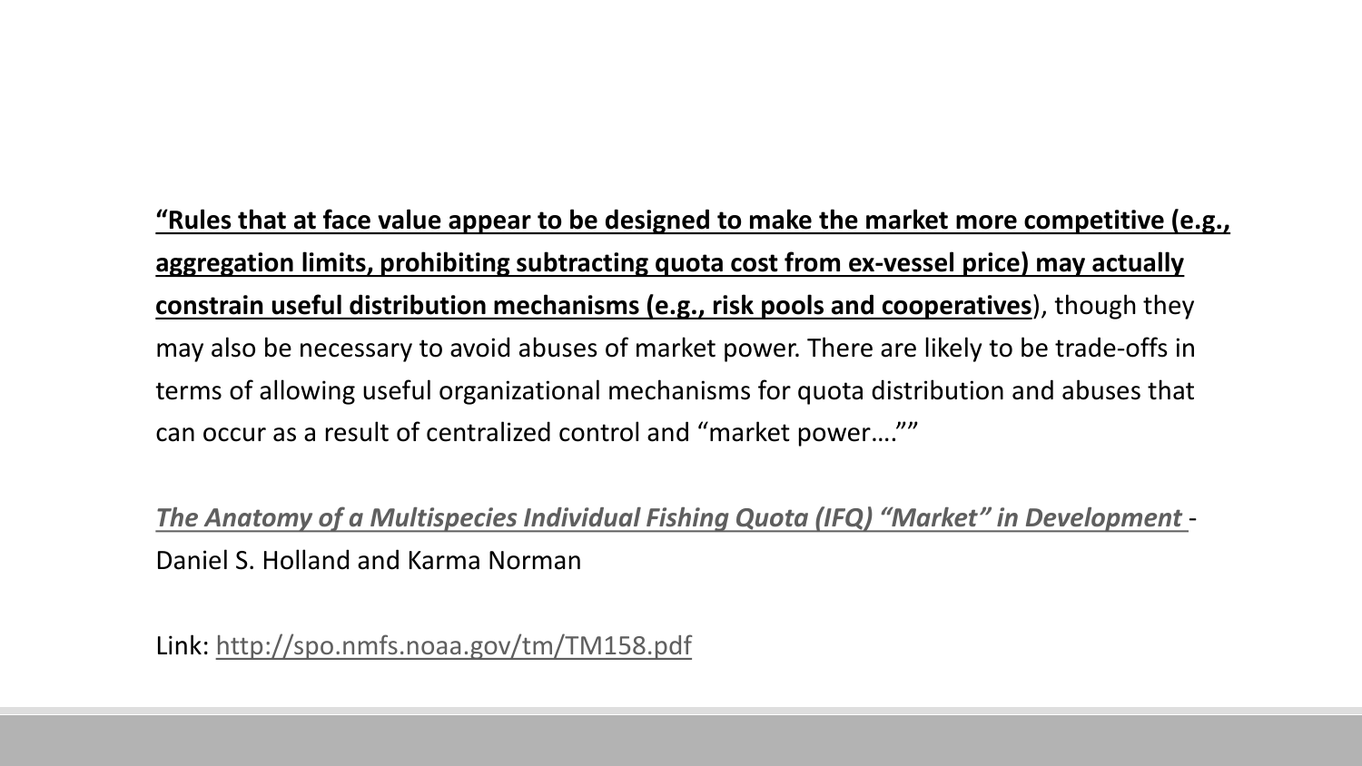**<u>“Rules that at face value appear to be designed to make the market more competitive (e.g., aggregation limits, prohibiting subtracting quota cost from ex-vessel price) may actually constrain useful distribution mechanisms (e.g., risk pools and cooperatives</u>**), though they may also be necessary to avoid abuses of market power. There are likely to be trade-offs in terms of allowing useful organizational mechanisms for quota distribution and abuses that can occur as a result of centralized control and “market power….””

***<u>The Anatomy of a Multispecies Individual Fishing Quota (IFQ) “Market” in Development</u>*** - Daniel S. Holland and Karma Norman

Link: http://spo.nmfs.noaa.gov/tm/TM158.pdf